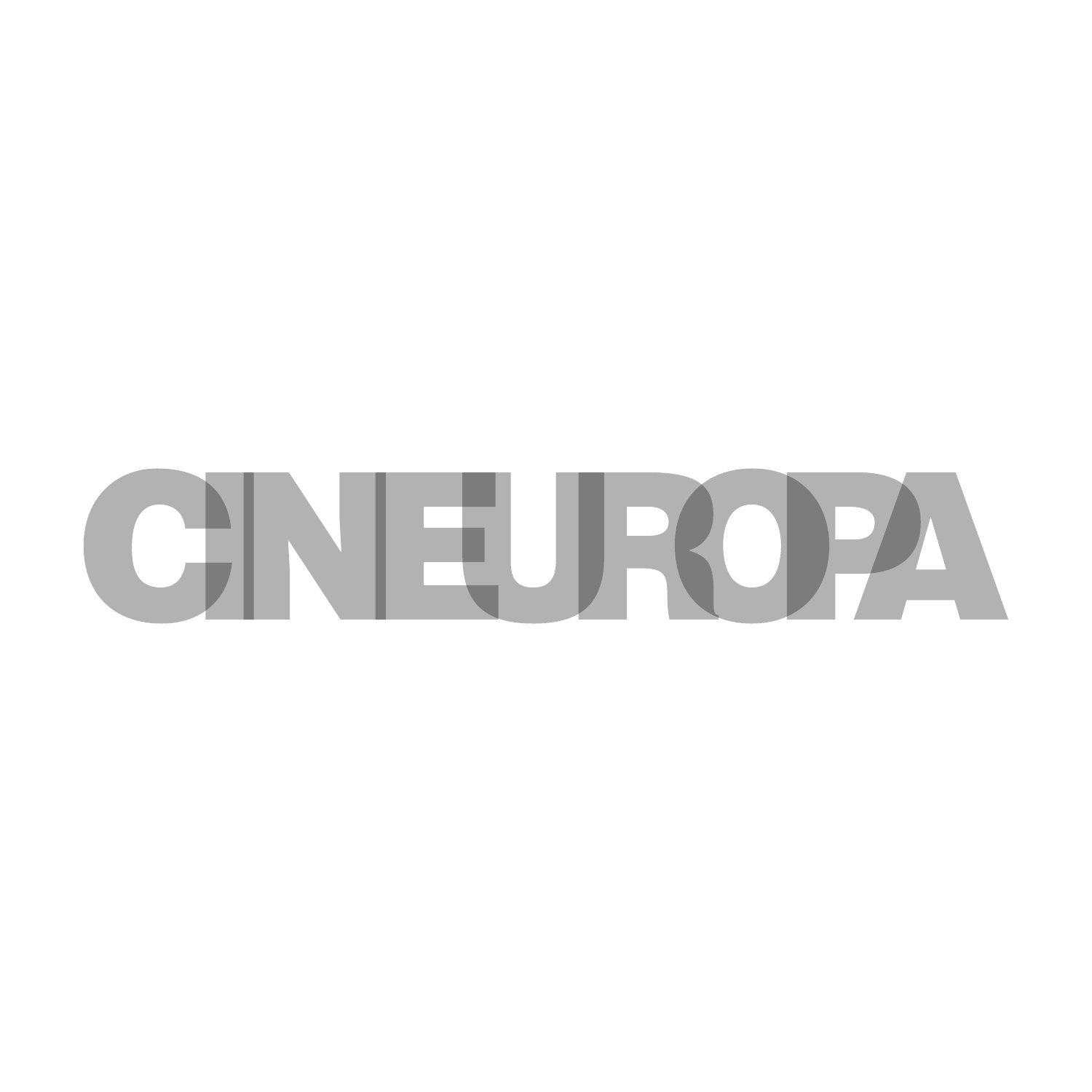CINEUROPA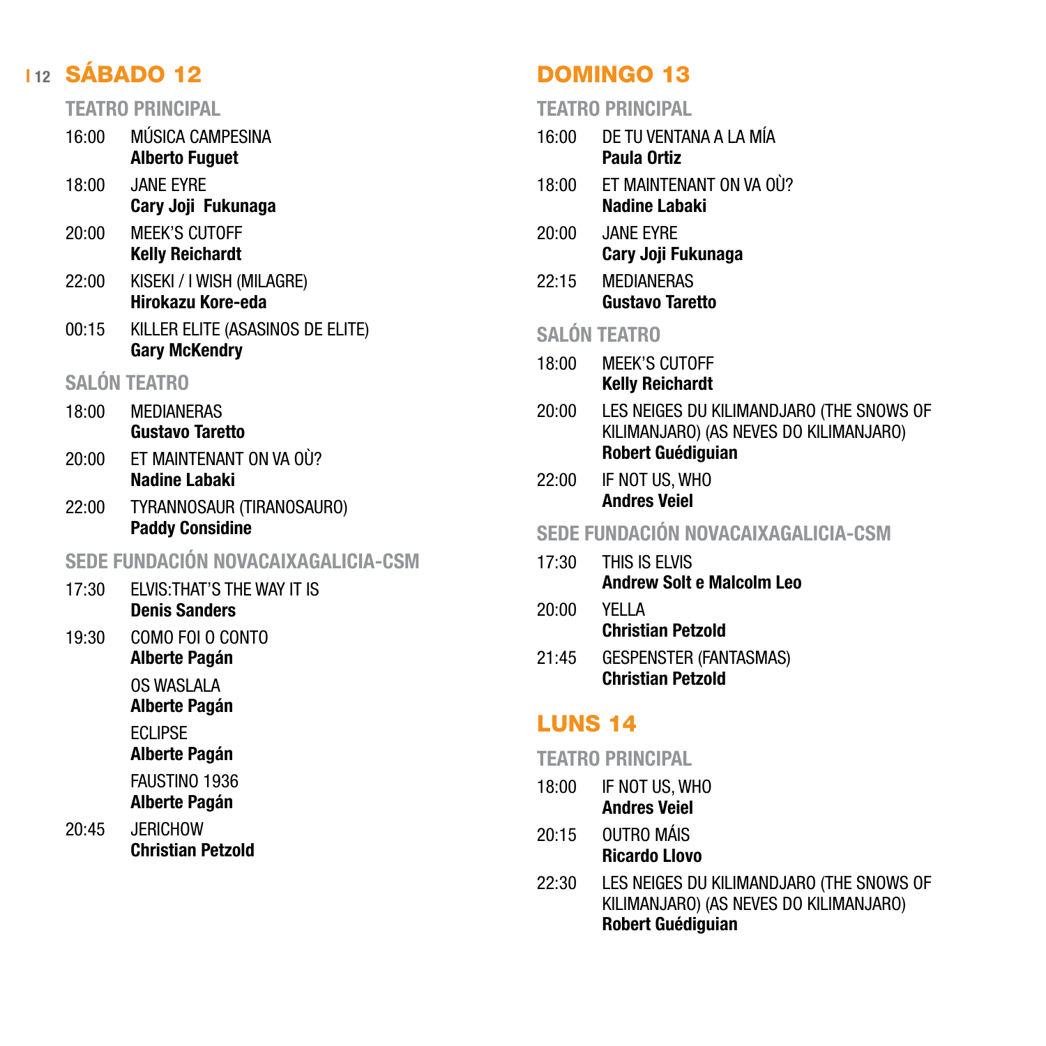## SÁBADO 12

### TEATRO PRINCIPAL

16:00 MÚSICA CAMPESINA
**Alberto Fuguet**

18:00 JANE EYRE
**Cary Joji  Fukunaga**

20:00 MEEK'S CUTOFF
**Kelly Reichardt**

22:00 KISEKI / I WISH (MILAGRE)
**Hirokazu Kore-eda**

00:15 KILLER ELITE (ASASINOS DE ELITE)
**Gary McKendry**

### SALÓN TEATRO

18:00 MEDIANERAS
**Gustavo Taretto**

20:00 ET MAINTENANT ON VA OÙ?
**Nadine Labaki**

22:00 TYRANNOSAUR (TIRANOSAURO)
**Paddy Considine**

### SEDE FUNDACIÓN NOVACAIXAGALICIA-CSM

17:30 ELVIS:THAT'S THE WAY IT IS
**Denis Sanders**

19:30 COMO FOI O CONTO
**Alberte Pagán**

OS WASLALA
**Alberte Pagán**

ECLIPSE
**Alberte Pagán**

FAUSTINO 1936
**Alberte Pagán**

20:45 JERICHOW
**Christian Petzold**

## DOMINGO 13

### TEATRO PRINCIPAL

16:00 DE TU VENTANA A LA MÍA
**Paula Ortiz**

18:00 ET MAINTENANT ON VA OÙ?
**Nadine Labaki**

20:00 JANE EYRE
**Cary Joji Fukunaga**

22:15 MEDIANERAS
**Gustavo Taretto**

### SALÓN TEATRO

18:00 MEEK'S CUTOFF
**Kelly Reichardt**

20:00 LES NEIGES DU KILIMANDJARO (THE SNOWS OF KILIMANJARO) (AS NEVES DO KILIMANJARO)
**Robert Guédiguian**

22:00 IF NOT US, WHO
**Andres Veiel**

### SEDE FUNDACIÓN NOVACAIXAGALICIA-CSM

17:30 THIS IS ELVIS
**Andrew Solt e Malcolm Leo**

20:00 YELLA
**Christian Petzold**

21:45 GESPENSTER (FANTASMAS)
**Christian Petzold**

## LUNS 14

### TEATRO PRINCIPAL

18:00 IF NOT US, WHO
**Andres Veiel**

20:15 OUTRO MÁIS
**Ricardo Llovo**

22:30 LES NEIGES DU KILIMANDJARO (THE SNOWS OF KILIMANJARO) (AS NEVES DO KILIMANJARO)
**Robert Guédiguian**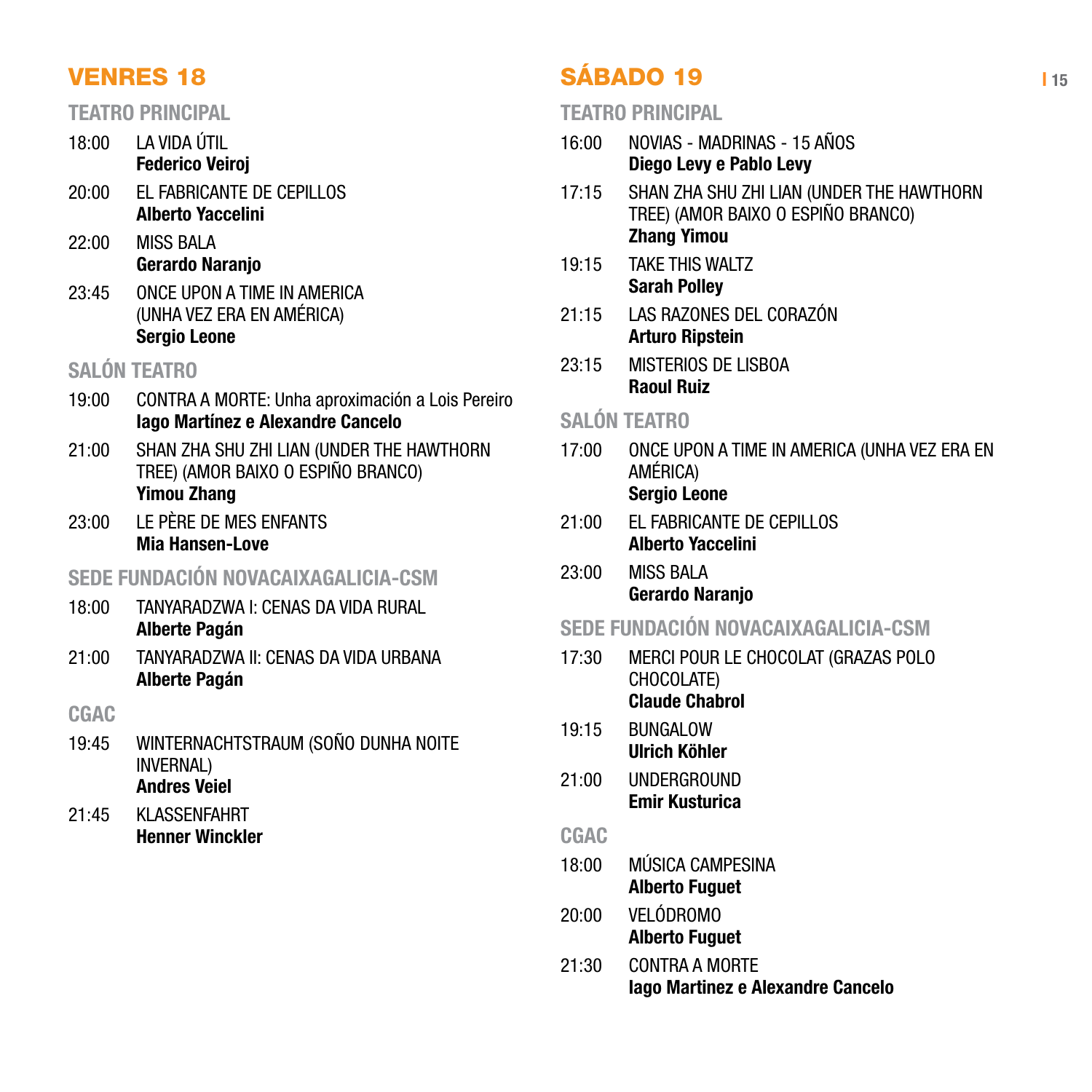## VENRES 18

### TEATRO PRINCIPAL

18:00 LA VIDA ÚTIL
**Federico Veiroj**

20:00 EL FABRICANTE DE CEPILLOS
**Alberto Yaccelini**

22:00 MISS BALA
**Gerardo Naranjo**

23:45 ONCE UPON A TIME IN AMERICA (UNHA VEZ ERA EN AMÉRICA)
**Sergio Leone**

### SALÓN TEATRO

19:00 CONTRA A MORTE: Unha aproximación a Lois Pereiro
**Iago Martínez e Alexandre Cancelo**

21:00 SHAN ZHA SHU ZHI LIAN (UNDER THE HAWTHORN TREE) (AMOR BAIXO O ESPIÑO BRANCO)
**Yimou Zhang**

23:00 LE PÈRE DE MES ENFANTS
**Mia Hansen-Love**

### SEDE FUNDACIÓN NOVACAIXAGALICIA-CSM

18:00 TANYARADZWA I: CENAS DA VIDA RURAL
**Alberte Pagán**

21:00 TANYARADZWA II: CENAS DA VIDA URBANA
**Alberte Pagán**

### CGAC

19:45 WINTERNACHTSTRAUM (SOÑO DUNHA NOITE INVERNAL)
**Andres Veiel**

21:45 KLASSENFAHRT
**Henner Winckler**

## SÁBADO 19

### TEATRO PRINCIPAL

16:00 NOVIAS - MADRINAS - 15 AÑOS
**Diego Levy e Pablo Levy**

17:15 SHAN ZHA SHU ZHI LIAN (UNDER THE HAWTHORN TREE) (AMOR BAIXO O ESPIÑO BRANCO)
**Zhang Yimou**

19:15 TAKE THIS WALTZ
**Sarah Polley**

21:15 LAS RAZONES DEL CORAZÓN
**Arturo Ripstein**

23:15 MISTERIOS DE LISBOA
**Raoul Ruiz**

### SALÓN TEATRO

17:00 ONCE UPON A TIME IN AMERICA (UNHA VEZ ERA EN AMÉRICA)
**Sergio Leone**

21:00 EL FABRICANTE DE CEPILLOS
**Alberto Yaccelini**

23:00 MISS BALA
**Gerardo Naranjo**

### SEDE FUNDACIÓN NOVACAIXAGALICIA-CSM

17:30 MERCI POUR LE CHOCOLAT (GRAZAS POLO CHOCOLATE)
**Claude Chabrol**

19:15 BUNGALOW
**Ulrich Köhler**

21:00 UNDERGROUND
**Emir Kusturica**

### CGAC

18:00 MÚSICA CAMPESINA
**Alberto Fuguet**

20:00 VELÓDROMO
**Alberto Fuguet**

21:30 CONTRA A MORTE
**Iago Martinez e Alexandre Cancelo**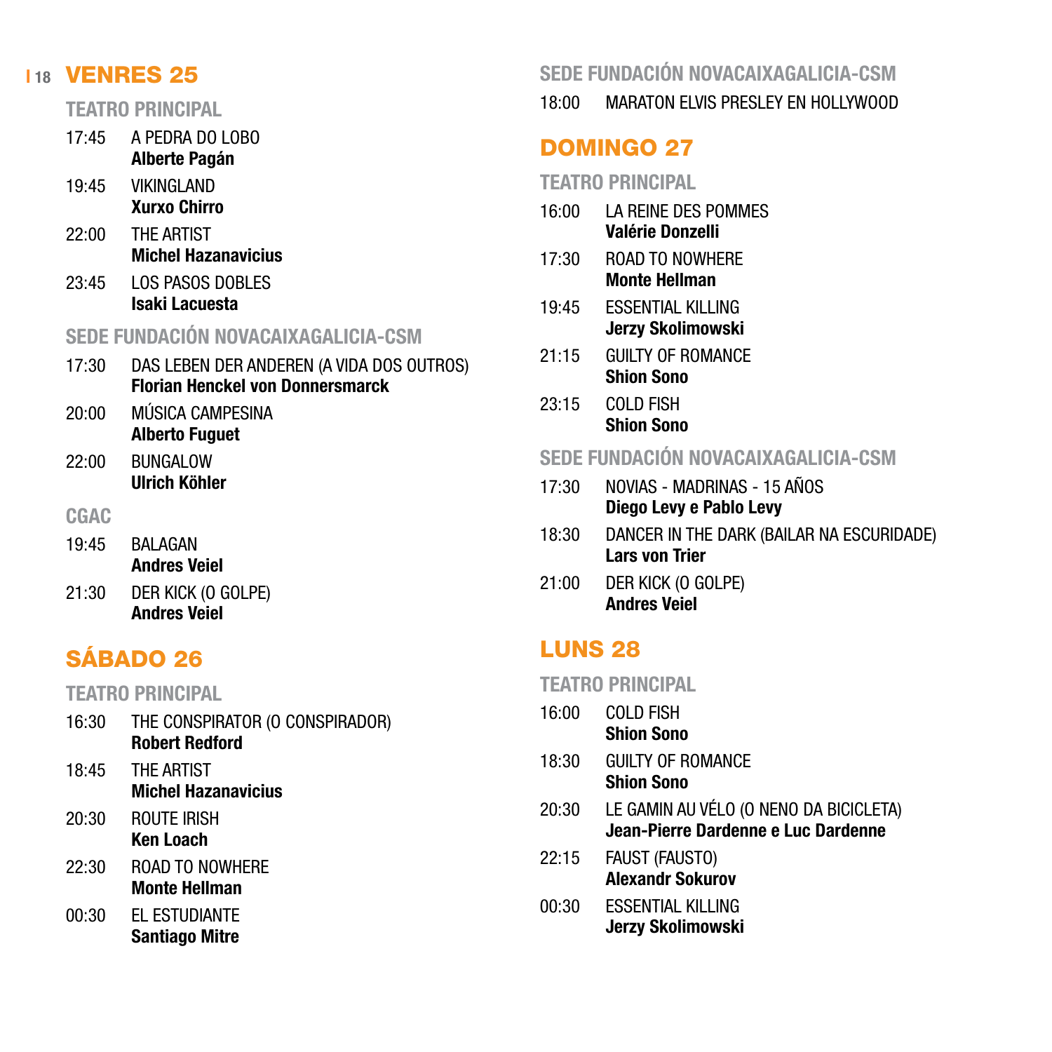## VENRES 25

### TEATRO PRINCIPAL

17:45 A PEDRA DO LOBO
**Alberte Pagán**

19:45 VIKINGLAND
**Xurxo Chirro**

22:00 THE ARTIST
**Michel Hazanavicius**

23:45 LOS PASOS DOBLES
**Isaki Lacuesta**

### SEDE FUNDACIÓN NOVACAIXAGALICIA-CSM

17:30 DAS LEBEN DER ANDEREN (A VIDA DOS OUTROS)
**Florian Henckel von Donnersmarck**

20:00 MÚSICA CAMPESINA
**Alberto Fuguet**

22:00 BUNGALOW
**Ulrich Köhler**

### CGAC

19:45 BALAGAN
**Andres Veiel**

21:30 DER KICK (O GOLPE)
**Andres Veiel**

## SÁBADO 26

### TEATRO PRINCIPAL

16:30 THE CONSPIRATOR (O CONSPIRADOR)
**Robert Redford**

18:45 THE ARTIST
**Michel Hazanavicius**

20:30 ROUTE IRISH
**Ken Loach**

22:30 ROAD TO NOWHERE
**Monte Hellman**

00:30 EL ESTUDIANTE
**Santiago Mitre**

### SEDE FUNDACIÓN NOVACAIXAGALICIA-CSM

18:00 MARATON ELVIS PRESLEY EN HOLLYWOOD

## DOMINGO 27

### TEATRO PRINCIPAL

16:00 LA REINE DES POMMES
**Valérie Donzelli**

17:30 ROAD TO NOWHERE
**Monte Hellman**

19:45 ESSENTIAL KILLING
**Jerzy Skolimowski**

21:15 GUILTY OF ROMANCE
**Shion Sono**

23:15 COLD FISH
**Shion Sono**

### SEDE FUNDACIÓN NOVACAIXAGALICIA-CSM

17:30 NOVIAS - MADRINAS - 15 AÑOS
**Diego Levy e Pablo Levy**

18:30 DANCER IN THE DARK (BAILAR NA ESCURIDADE)
**Lars von Trier**

21:00 DER KICK (O GOLPE)
**Andres Veiel**

## LUNS 28

### TEATRO PRINCIPAL

16:00 COLD FISH
**Shion Sono**

18:30 GUILTY OF ROMANCE
**Shion Sono**

20:30 LE GAMIN AU VÉLO (O NENO DA BICICLETA)
**Jean-Pierre Dardenne e Luc Dardenne**

22:15 FAUST (FAUSTO)
**Alexandr Sokurov**

00:30 ESSENTIAL KILLING
**Jerzy Skolimowski**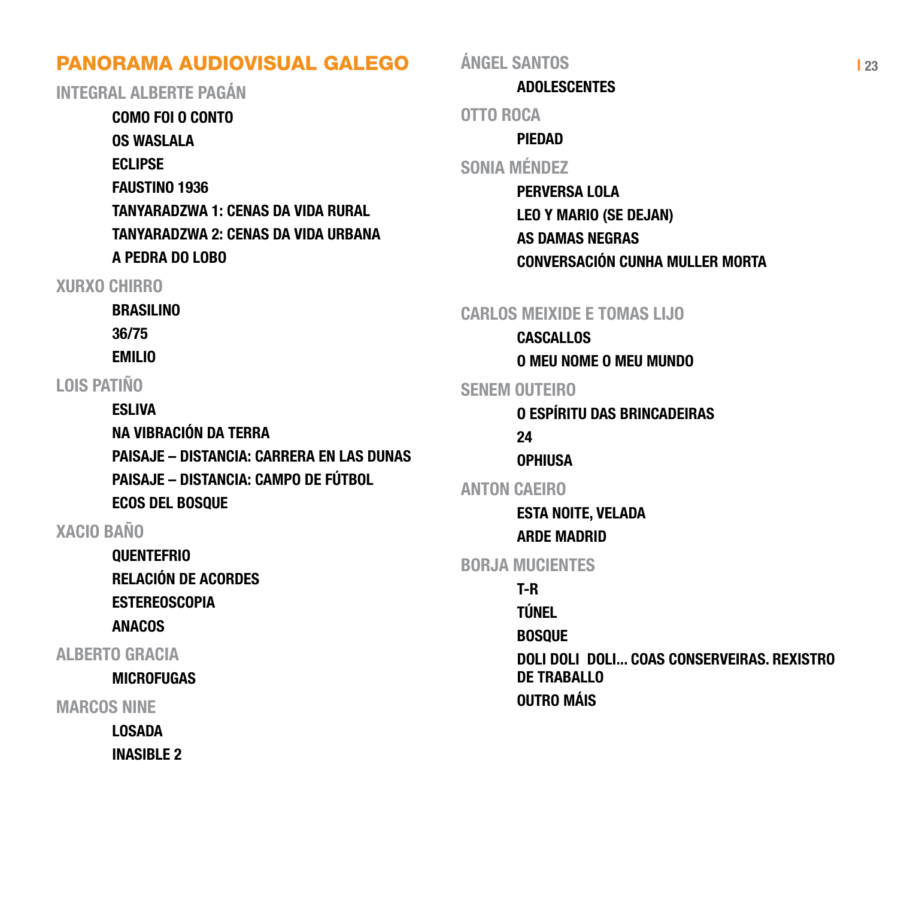# PANORAMA AUDIOVISUAL GALEGO

## INTEGRAL ALBERTE PAGÁN

- **COMO FOI O CONTO**
- **OS WASLALA**
- **ECLIPSE**
- **FAUSTINO 1936**
- **TANYARADZWA 1: CENAS DA VIDA RURAL**
- **TANYARADZWA 2: CENAS DA VIDA URBANA**
- **A PEDRA DO LOBO**

## XURXO CHIRRO

- **BRASILINO**
- **36/75**
- **EMILIO**

## LOIS PATIÑO

- **ESLIVA**
- **NA VIBRACIÓN DA TERRA**
- **PAISAJE – DISTANCIA: CARRERA EN LAS DUNAS**
- **PAISAJE – DISTANCIA: CAMPO DE FÚTBOL**
- **ECOS DEL BOSQUE**

## XACIO BAÑO

- **QUENTEFRIO**
- **RELACIÓN DE ACORDES**
- **ESTEREOSCOPIA**
- **ANACOS**

## ALBERTO GRACIA

- **MICROFUGAS**

## MARCOS NINE

- **LOSADA**
- **INASIBLE 2**

## ÁNGEL SANTOS

- **ADOLESCENTES**

## OTTO ROCA

- **PIEDAD**

## SONIA MÉNDEZ

- **PERVERSA LOLA**
- **LEO Y MARIO (SE DEJAN)**
- **AS DAMAS NEGRAS**
- **CONVERSACIÓN CUNHA MULLER MORTA**

## CARLOS MEIXIDE E TOMAS LIJO

- **CASCALLOS**
- **O MEU NOME O MEU MUNDO**

## SENEM OUTEIRO

- **O ESPÍRITU DAS BRINCADEIRAS**
- **24**
- **OPHIUSA**

## ANTON CAEIRO

- **ESTA NOITE, VELADA**
- **ARDE MADRID**

## BORJA MUCIENTES

- **T-R**
- **TÚNEL**
- **BOSQUE**
- **DOLI DOLI DOLI... COAS CONSERVEIRAS. REXISTRO DE TRABALLO**
- **OUTRO MÁIS**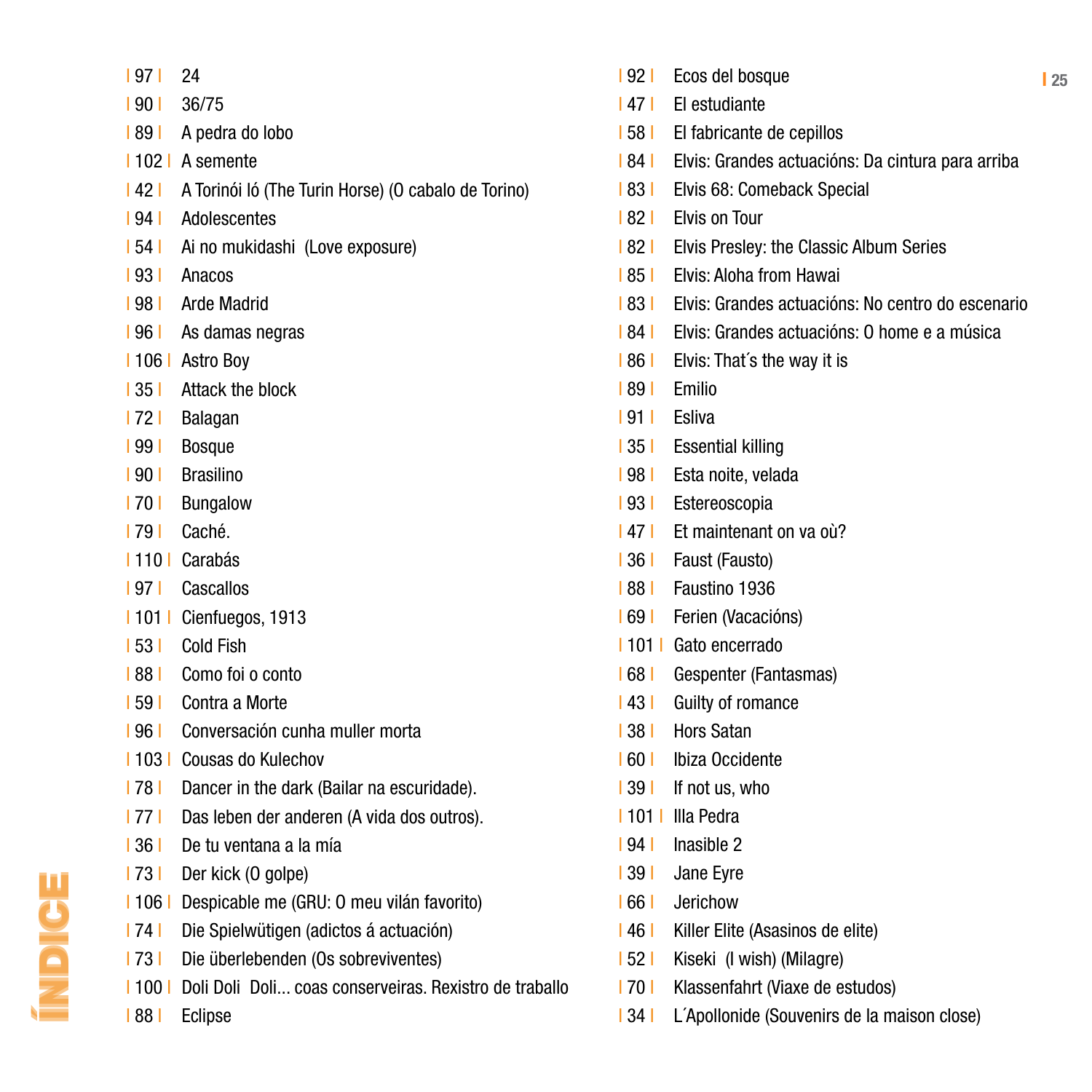# ÍNDICE

| 97 | 24

| 90 | 36/75

| 89 | A pedra do lobo

| 102 | A semente

| 42 | A Torinói ló (The Turin Horse) (O cabalo de Torino)

| 94 | Adolescentes

| 54 | Ai no mukidashi  (Love exposure)

| 93 | Anacos

| 98 | Arde Madrid

| 96 | As damas negras

| 106 | Astro Boy

| 35 | Attack the block

| 72 | Balagan

| 99 | Bosque

| 90 | Brasilino

| 70 | Bungalow

| 79 | Caché.

| 110 | Carabás

| 97 | Cascallos

| 101 | Cienfuegos, 1913

| 53 | Cold Fish

| 88 | Como foi o conto

| 59 | Contra a Morte

| 96 | Conversación cunha muller morta

| 103 | Cousas do Kulechov

| 78 | Dancer in the dark (Bailar na escuridade).

| 77 | Das leben der anderen (A vida dos outros).

| 36 | De tu ventana a la mía

| 73 | Der kick (O golpe)

| 106 | Despicable me (GRU: O meu vilán favorito)

| 74 | Die Spielwütigen (adictos á actuación)

| 73 | Die überlebenden (Os sobreviventes)

| 100 | Doli Doli  Doli... coas conserveiras. Rexistro de traballo

| 88 | Eclipse

| 92 | Ecos del bosque

| 47 | El estudiante

| 58 | El fabricante de cepillos

| 84 | Elvis: Grandes actuacións: Da cintura para arriba

| 83 | Elvis 68: Comeback Special

| 82 | Elvis on Tour

| 82 | Elvis Presley: the Classic Album Series

| 85 | Elvis: Aloha from Hawai

| 83 | Elvis: Grandes actuacións: No centro do escenario

| 84 | Elvis: Grandes actuacións: O home e a música

| 86 | Elvis: That´s the way it is

| 89 | Emilio

| 91 | Esliva

| 35 | Essential killing

| 98 | Esta noite, velada

| 93 | Estereoscopia

| 47 | Et maintenant on va où?

| 36 | Faust (Fausto)

| 88 | Faustino 1936

| 69 | Ferien (Vacacións)

| 101 | Gato encerrado

| 68 | Gespenter (Fantasmas)

| 43 | Guilty of romance

| 38 | Hors Satan

| 60 | Ibiza Occidente

| 39 | If not us, who

| 101 | Illa Pedra

| 94 | Inasible 2

| 39 | Jane Eyre

| 66 | Jerichow

| 46 | Killer Elite (Asasinos de elite)

| 52 | Kiseki  (I wish) (Milagre)

| 70 | Klassenfahrt (Viaxe de estudos)

| 34 | L´Apollonide (Souvenirs de la maison close)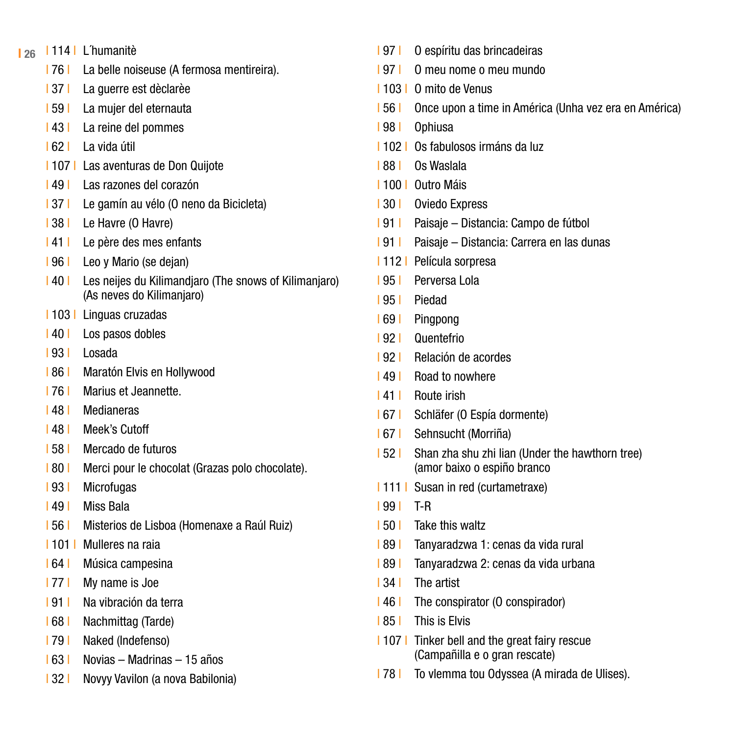| 114 | L´humanitè

| 76 | La belle noiseuse (A fermosa mentireira).

| 37 | La guerre est dèclarèe

| 59 | La mujer del eternauta

| 43 | La reine del pommes

| 62 | La vida útil

| 107 | Las aventuras de Don Quijote

| 49 | Las razones del corazón

| 37 | Le gamín au vélo (O neno da Bicicleta)

| 38 | Le Havre (O Havre)

| 41 | Le père des mes enfants

| 96 | Leo y Mario (se dejan)

| 40 | Les neijes du Kilimandjaro (The snows of Kilimanjaro) (As neves do Kilimanjaro)

| 103 | Linguas cruzadas

| 40 | Los pasos dobles

| 93 | Losada

| 86 | Maratón Elvis en Hollywood

| 76 | Marius et Jeannette.

| 48 | Medianeras

| 48 | Meek's Cutoff

| 58 | Mercado de futuros

| 80 | Merci pour le chocolat (Grazas polo chocolate).

| 93 | Microfugas

| 49 | Miss Bala

| 56 | Misterios de Lisboa (Homenaxe a Raúl Ruiz)

| 101 | Mulleres na raia

| 64 | Música campesina

| 77 | My name is Joe

| 91 | Na vibración da terra

| 68 | Nachmittag (Tarde)

| 79 | Naked (Indefenso)

| 63 | Novias – Madrinas – 15 años

| 32 | Novyy Vavilon (a nova Babilonia)

| 97 | O espíritu das brincadeiras

| 97 | O meu nome o meu mundo

| 103 | O mito de Venus

| 56 | Once upon a time in América (Unha vez era en América)

| 98 | Ophiusa

| 102 | Os fabulosos irmáns da luz

| 88 | Os Waslala

| 100 | Outro Máis

| 30 | Oviedo Express

| 91 | Paisaje – Distancia: Campo de fútbol

| 91 | Paisaje – Distancia: Carrera en las dunas

| 112 | Película sorpresa

| 95 | Perversa Lola

| 95 | Piedad

| 69 | Pingpong

| 92 | Quentefrio

| 92 | Relación de acordes

| 49 | Road to nowhere

| 41 | Route irish

| 67 | Schläfer (O Espía dormente)

| 67 | Sehnsucht (Morriña)

| 52 | Shan zha shu zhi lian (Under the hawthorn tree) (amor baixo o espiño branco

| 111 | Susan in red (curtametraxe)

| 99 | T-R

| 50 | Take this waltz

| 89 | Tanyaradzwa 1: cenas da vida rural

| 89 | Tanyaradzwa 2: cenas da vida urbana

| 34 | The artist

| 46 | The conspirator (O conspirador)

| 85 | This is Elvis

| 107 | Tinker bell and the great fairy rescue (Campañilla e o gran rescate)

| 78 | To vlemma tou Odyssea (A mirada de Ulises).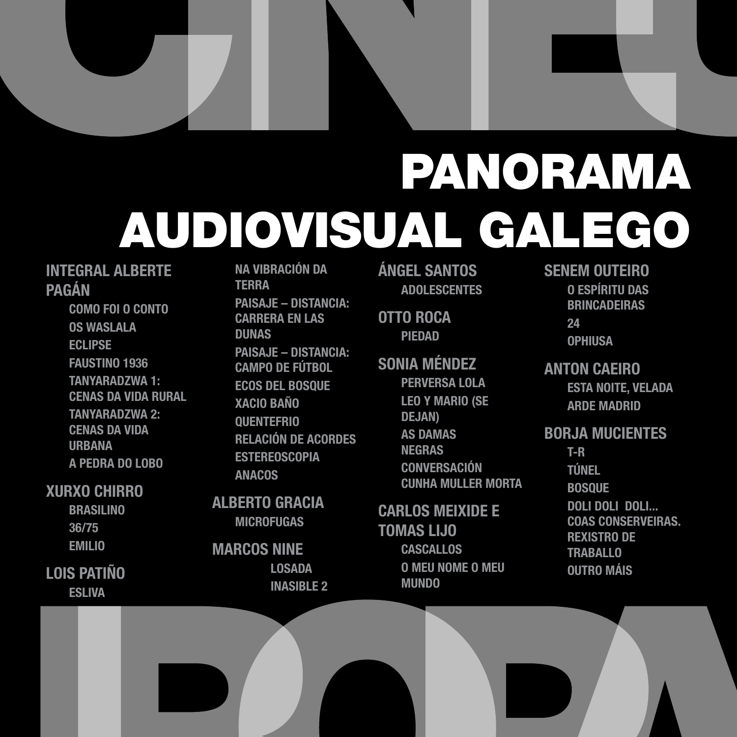# PANORAMA AUDIOVISUAL GALEGO

**INTEGRAL ALBERTE PAGÁN**

- COMO FOI O CONTO
- OS WASLALA
- ECLIPSE
- FAUSTINO 1936
- TANYARADZWA 1: CENAS DA VIDA RURAL
- TANYARADZWA 2: CENAS DA VIDA URBANA
- A PEDRA DO LOBO

**XURXO CHIRRO**

- BRASILINO
- 36/75
- EMILIO

**LOIS PATIÑO**

- ESLIVA
- NA VIBRACIÓN DA TERRA
- PAISAJE – DISTANCIA: CARRERA EN LAS DUNAS
- PAISAJE – DISTANCIA: CAMPO DE FÚTBOL
- ECOS DEL BOSQUE
- XACIO BAÑO
- QUENTEFRIO
- RELACIÓN DE ACORDES
- ESTEREOSCOPIA
- ANACOS

**ALBERTO GRACIA**

- MICROFUGAS

**MARCOS NINE**

- LOSADA
- INASIBLE 2

**ÁNGEL SANTOS**

- ADOLESCENTES

**OTTO ROCA**

- PIEDAD

**SONIA MÉNDEZ**

- PERVERSA LOLA
- LEO Y MARIO (SE DEJAN)
- AS DAMAS NEGRAS
- CONVERSACIÓN CUNHA MULLER MORTA

**CARLOS MEIXIDE E TOMAS LIJO**

- CASCALLOS
- O MEU NOME O MEU MUNDO

**SENEM OUTEIRO**

- O ESPÍRITU DAS BRINCADEIRAS
- 24
- OPHIUSA

**ANTON CAEIRO**

- ESTA NOITE, VELADA
- ARDE MADRID

**BORJA MUCIENTES**

- T-R
- TÚNEL
- BOSQUE
- DOLI DOLI DOLI... COAS CONSERVEIRAS. REXISTRO DE TRABALLO
- OUTRO MÁIS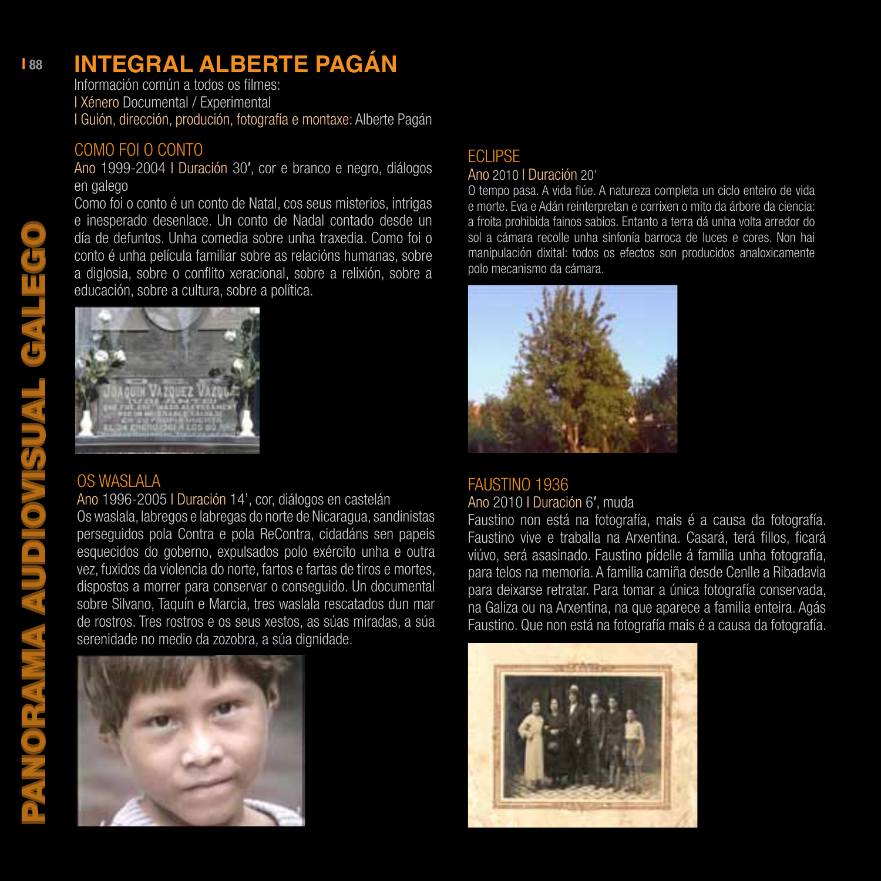# INTEGRAL ALBERTE PAGÁN

Información común a todos os filmes:
I Xénero Documental / Experimental
I Guión, dirección, produción, fotografía e montaxe: Alberte Pagán

## COMO FOI O CONTO

Ano 1999-2004 I Duración 30', cor e branco e negro, diálogos en galego

Como foi o conto é un conto de Natal, cos seus misterios, intrigas e inesperado desenlace. Un conto de Nadal contado desde un día de defuntos. Unha comedia sobre unha traxedia. Como foi o conto é unha película familiar sobre as relacións humanas, sobre a diglosia, sobre o conflito xeracional, sobre a relixión, sobre a educación, sobre a cultura, sobre a política.

## OS WASLALA

Ano 1996-2005 I Duración 14', cor, diálogos en castelán

Os waslala, labregos e labregas do norte de Nicaragua, sandinistas perseguidos pola Contra e pola ReContra, cidadáns sen papeis esquecidos do goberno, expulsados polo exército unha e outra vez, fuxidos da violencia do norte, fartos e fartas de tiros e mortes, dispostos a morrer para conservar o conseguido. Un documental sobre Silvano, Taquín e Marcia, tres waslala rescatados dun mar de rostros. Tres rostros e os seus xestos, as súas miradas, a súa serenidade no medio da zozobra, a súa dignidade.

## ECLIPSE

Ano 2010 I Duración 20'

O tempo pasa. A vida flúe. A natureza completa un ciclo enteiro de vida e morte. Eva e Adán reinterpretan e corrixen o mito da árbore da ciencia: a froita prohibida fainos sabios. Entanto a terra dá unha volta arredor do sol a cámara recolle unha sinfonía barroca de luces e cores. Non hai manipulación dixital: todos os efectos son producidos analoxicamente polo mecanismo da cámara.

## FAUSTINO 1936

Ano 2010 I Duración 6', muda

Faustino non está na fotografía, mais é a causa da fotografía. Faustino vive e traballa na Arxentina. Casará, terá fillos, ficará viúvo, será asasinado. Faustino pídelle á familia unha fotografía, para telos na memoria. A familia camiña desde Cenlle a Ribadavia para deixarse retratar. Para tomar a única fotografía conservada, na Galiza ou na Arxentina, na que aparece a familia enteira. Agás Faustino. Que non está na fotografía mais é a causa da fotografía.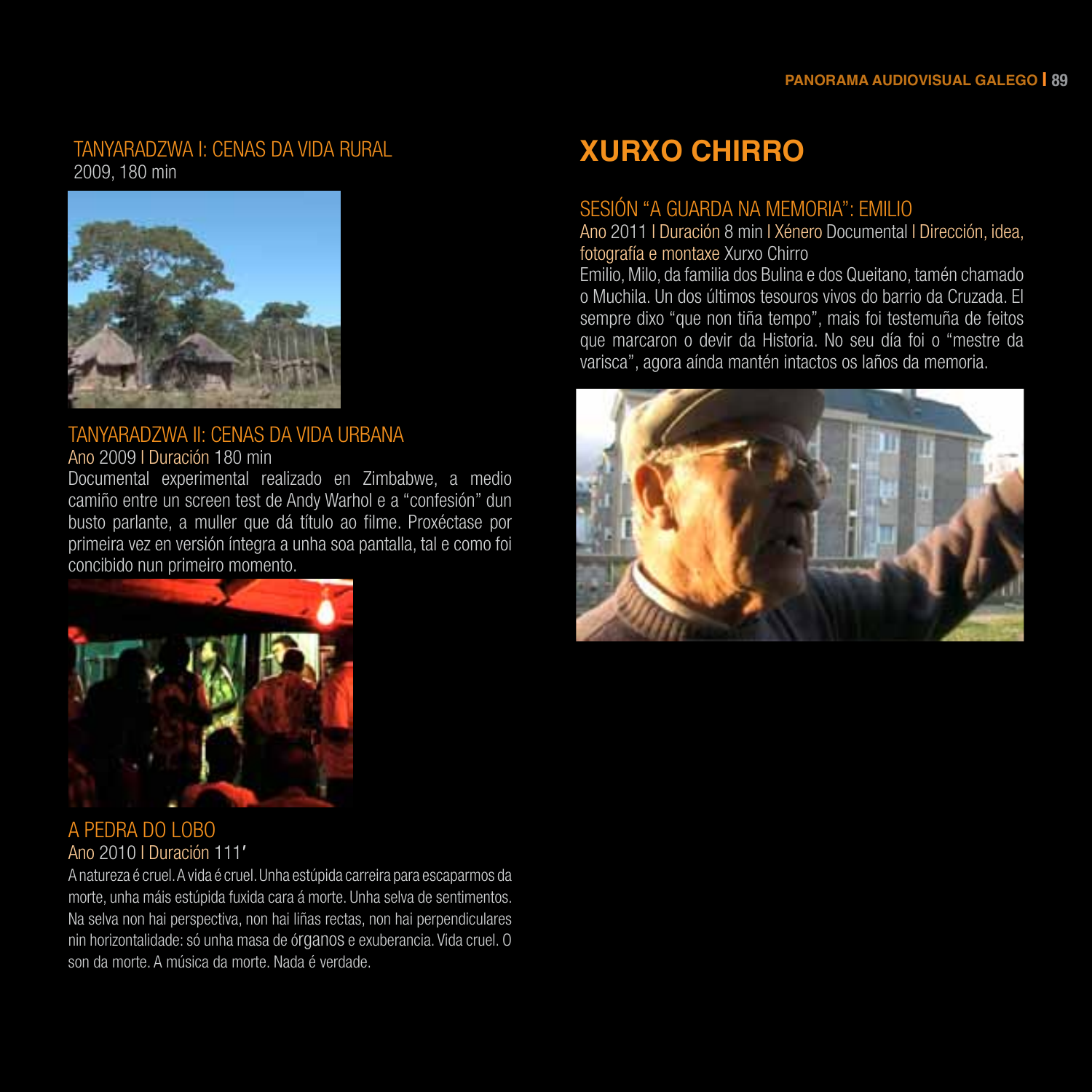### TANYARADZWA I: CENAS DA VIDA RURAL

2009, 180 min

### TANYARADZWA II: CENAS DA VIDA URBANA

Ano 2009 I Duración 180 min

Documental experimental realizado en Zimbabwe, a medio camiño entre un screen test de Andy Warhol e a "confesión" dun busto parlante, a muller que dá título ao filme. Proxéctase por primeira vez en versión íntegra a unha soa pantalla, tal e como foi concibido nun primeiro momento.

### A PEDRA DO LOBO

Ano 2010 I Duración 111'

A natureza é cruel. A vida é cruel. Unha estúpida carreira para escaparmos da morte, unha máis estúpida fuxida cara á morte. Unha selva de sentimentos. Na selva non hai perspectiva, non hai liñas rectas, non hai perpendiculares nin horizontalidade: só unha masa de órganos e exuberancia. Vida cruel. O son da morte. A música da morte. Nada é verdade.

## XURXO CHIRRO

### SESIÓN "A GUARDA NA MEMORIA": EMILIO

Ano 2011 I Duración 8 min I Xénero Documental I Dirección, idea, fotografía e montaxe Xurxo Chirro

Emilio, Milo, da familia dos Bulina e dos Queitano, tamén chamado o Muchila. Un dos últimos tesouros vivos do barrio da Cruzada. El sempre dixo "que non tiña tempo", mais foi testemuña de feitos que marcaron o devir da Historia. No seu día foi o "mestre da varisca", agora aínda mantén intactos os laños da memoria.